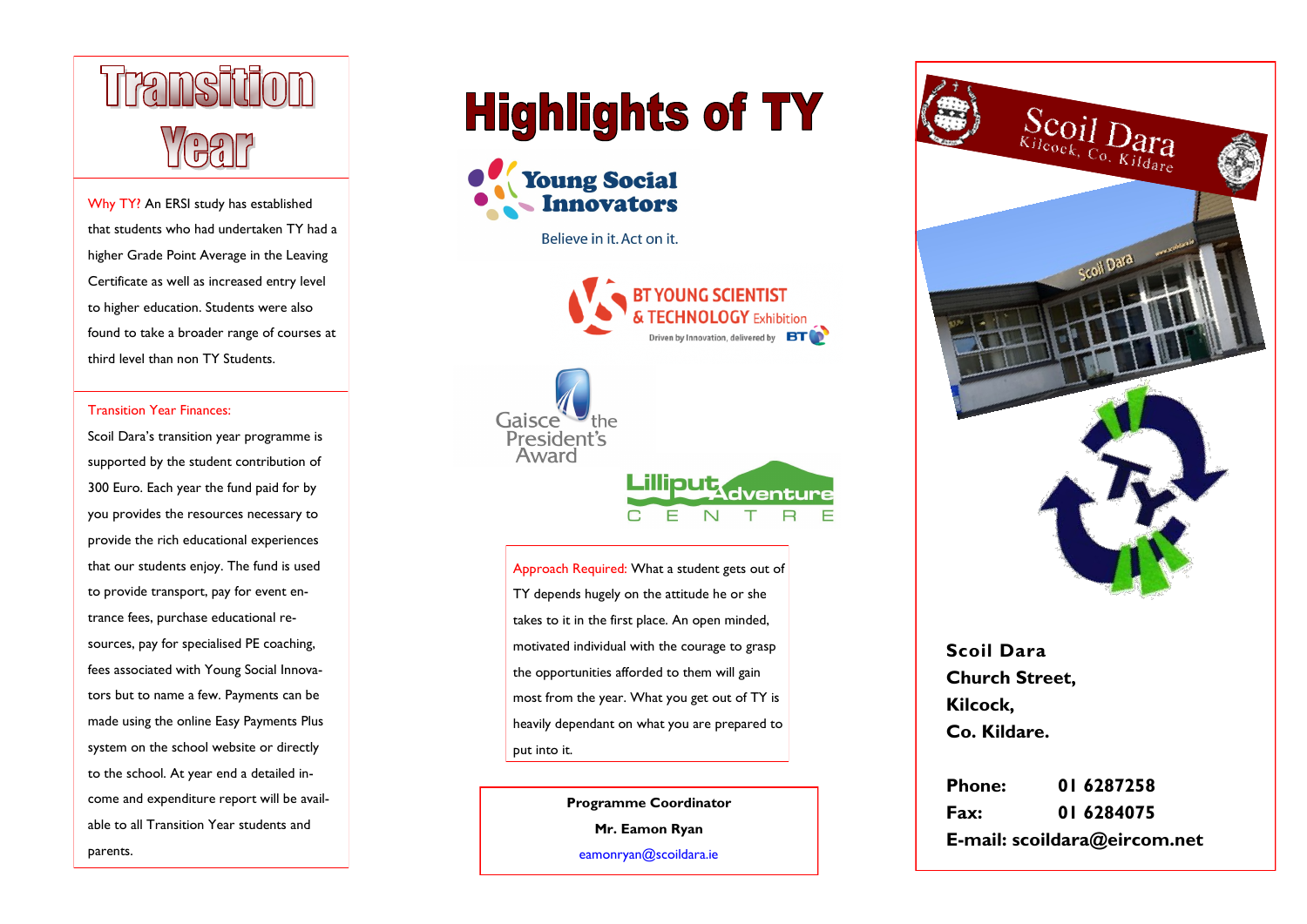# Transition Year

Why TY? An ERSI study has established that students who had undertaken TY had a higher Grade Point Average in the Leaving Certificate as well as increased entry level to higher education. Students were also found to take a broader range of courses at third level than non TY Students.

Transition Year Finances:

Scoil Dara's transition year programme is supported by the student contribution of 300 Euro. Each year the fund paid for by you provides the resources necessary to provide the rich educational experiences that our students enjoy. The fund is used to provide transport, pay for event entrance fees, purchase educational resources, pay for specialised PE coaching, fees associated with Young Social Innovators but to name a few. Payments can be made using the online Easy Payments Plus system on the school website or directly to the school. At year end a detailed income and expenditure report will be available to all Transition Year students and parents.

# Highlights of TY

Young Social Innovators
Believe in it. Act on it.

BT YOUNG SCIENTIST & TECHNOLOGY Exhibition
Driven by Innovation, delivered by BT

Gaisce the President's Award

Lilliput Adventure CENTRE

Approach Required: What a student gets out of TY depends hugely on the attitude he or she takes to it in the first place. An open minded, motivated individual with the courage to grasp the opportunities afforded to them will gain most from the year. What you get out of TY is heavily dependant on what you are prepared to put into it.

**Programme Coordinator**

**Mr. Eamon Ryan**

eamonryan@scoildara.ie

Scoil Dara
Kilcock, Co. Kildare

**Scoil Dara**
**Church Street,**
**Kilcock,**
**Co. Kildare.**

**Phone: 01 6287258**
**Fax: 01 6284075**
**E-mail: scoildara@eircom.net**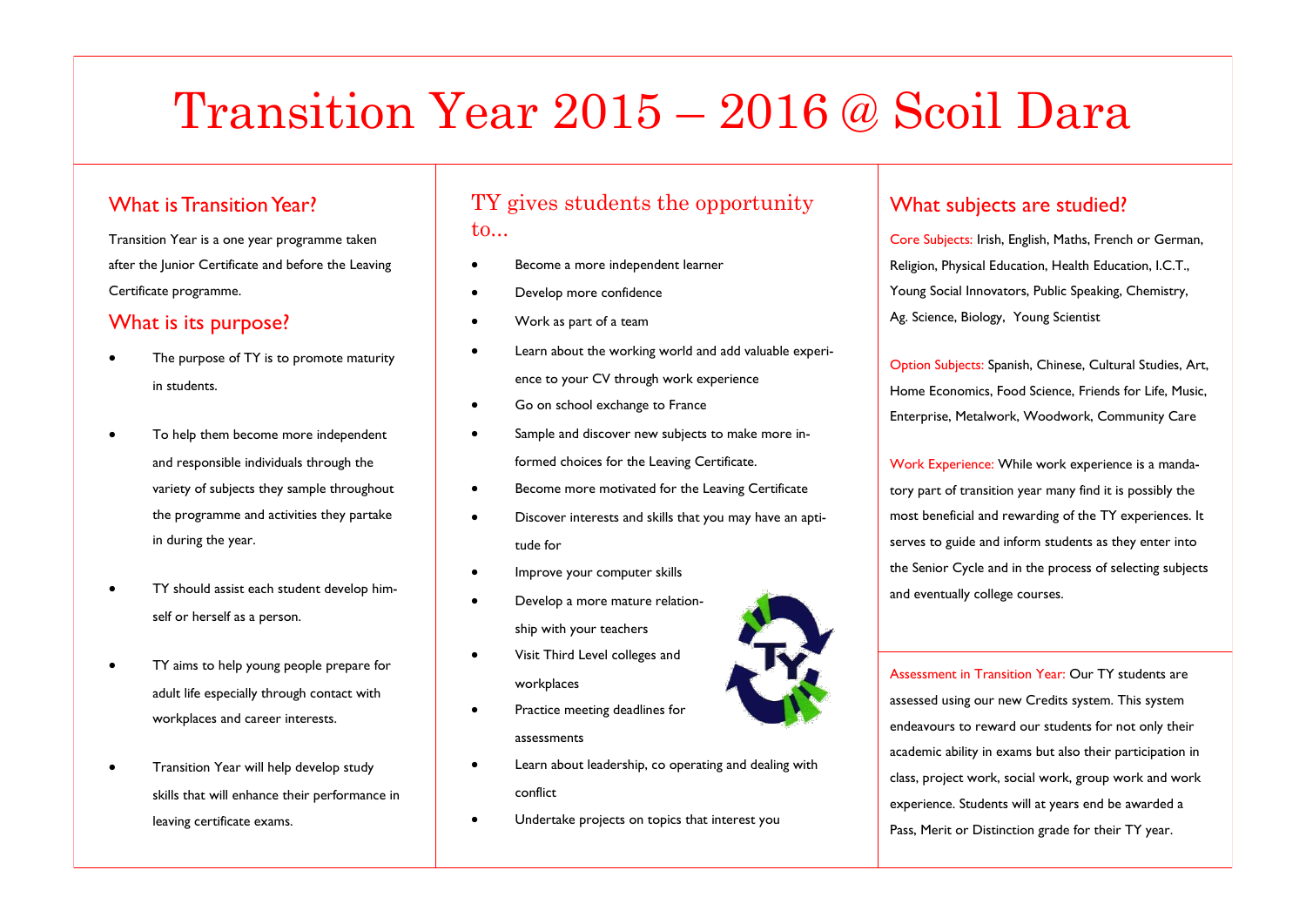# Transition Year 2015 – 2016 @ Scoil Dara

## What is Transition Year?

Transition Year is a one year programme taken after the Junior Certificate and before the Leaving Certificate programme.

## What is its purpose?

- The purpose of TY is to promote maturity in students.
- To help them become more independent and responsible individuals through the variety of subjects they sample throughout the programme and activities they partake in during the year.
- TY should assist each student develop himself or herself as a person.
- TY aims to help young people prepare for adult life especially through contact with workplaces and career interests.
- Transition Year will help develop study skills that will enhance their performance in leaving certificate exams.

## TY gives students the opportunity to...

- Become a more independent learner
- Develop more confidence
- Work as part of a team
- Learn about the working world and add valuable experience to your CV through work experience
- Go on school exchange to France
- Sample and discover new subjects to make more informed choices for the Leaving Certificate.
- Become more motivated for the Leaving Certificate
- Discover interests and skills that you may have an aptitude for
- Improve your computer skills
- Develop a more mature relationship with your teachers
- Visit Third Level colleges and workplaces
- Practice meeting deadlines for assessments
- Learn about leadership, co operating and dealing with conflict
- Undertake projects on topics that interest you

## What subjects are studied?

Core Subjects: Irish, English, Maths, French or German, Religion, Physical Education, Health Education, I.C.T., Young Social Innovators, Public Speaking, Chemistry, Ag. Science, Biology, Young Scientist

Option Subjects: Spanish, Chinese, Cultural Studies, Art, Home Economics, Food Science, Friends for Life, Music, Enterprise, Metalwork, Woodwork, Community Care

Work Experience: While work experience is a mandatory part of transition year many find it is possibly the most beneficial and rewarding of the TY experiences. It serves to guide and inform students as they enter into the Senior Cycle and in the process of selecting subjects and eventually college courses.

Assessment in Transition Year: Our TY students are assessed using our new Credits system. This system endeavours to reward our students for not only their academic ability in exams but also their participation in class, project work, social work, group work and work experience. Students will at years end be awarded a Pass, Merit or Distinction grade for their TY year.